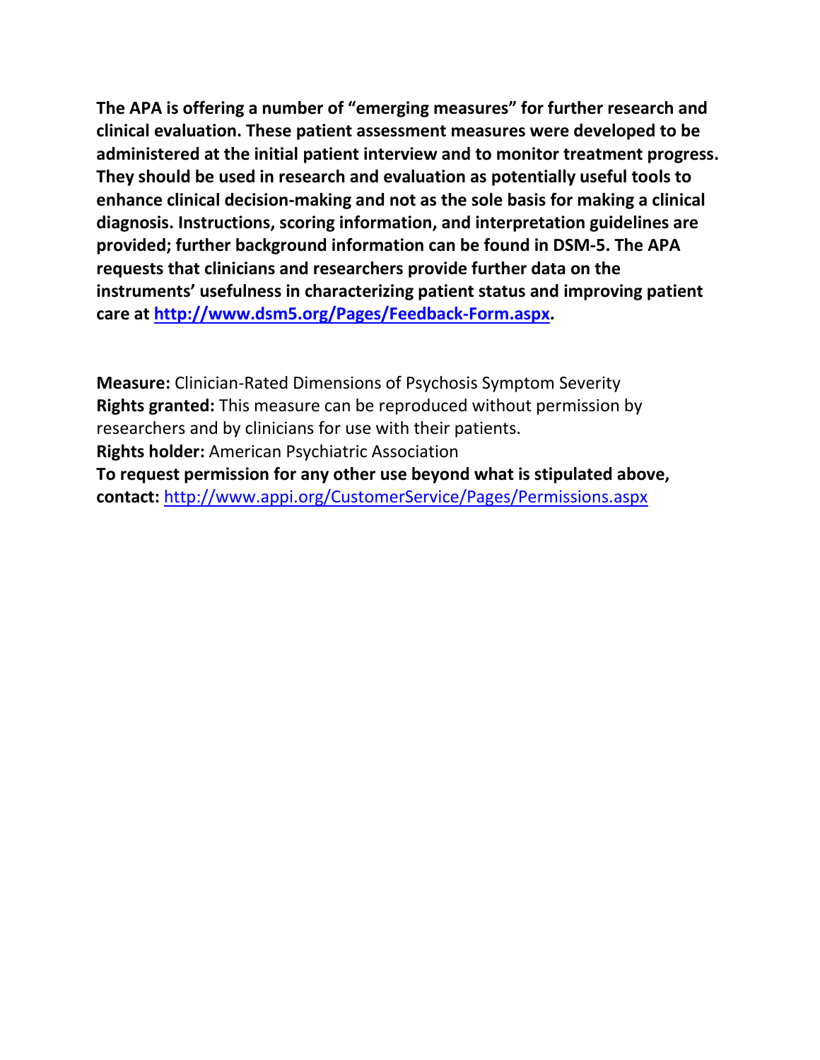**The APA is offering a number of "emerging measures" for further research and clinical evaluation. These patient assessment measures were developed to be administered at the initial patient interview and to monitor treatment progress. They should be used in research and evaluation as potentially useful tools to enhance clinical decision-making and not as the sole basis for making a clinical diagnosis. Instructions, scoring information, and interpretation guidelines are provided; further background information can be found in DSM-5. The APA requests that clinicians and researchers provide further data on the instruments' usefulness in characterizing patient status and improving patient care at [http://www.dsm5.org/Pages/Feedback-Form.aspx](http://www.dsm5.org/Pages/Feedback-Form.aspx).**

**Measure:** Clinician-Rated Dimensions of Psychosis Symptom Severity
**Rights granted:** This measure can be reproduced without permission by researchers and by clinicians for use with their patients.
**Rights holder:** American Psychiatric Association
**To request permission for any other use beyond what is stipulated above, contact:** [http://www.appi.org/CustomerService/Pages/Permissions.aspx](http://www.appi.org/CustomerService/Pages/Permissions.aspx)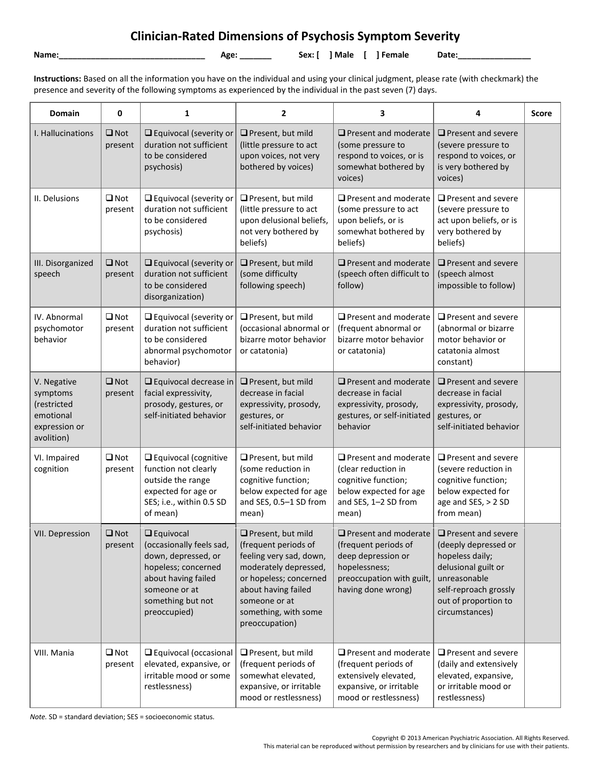# Clinician-Rated Dimensions of Psychosis Symptom Severity

**Name:**_______________________________ **Age:** _______ **Sex:** [ ] Male [ ] Female **Date:**________________

**Instructions:** Based on all the information you have on the individual and using your clinical judgment, please rate (with checkmark) the presence and severity of the following symptoms as experienced by the individual in the past seven (7) days.

| Domain | 0 | 1 | 2 | 3 | 4 | Score |
|---|---|---|---|---|---|---|
| I. Hallucinations | ❑ Not present | ❑ Equivocal (severity or duration not sufficient to be considered psychosis) | ❑ Present, but mild (little pressure to act upon voices, not very bothered by voices) | ❑ Present and moderate (some pressure to respond to voices, or is somewhat bothered by voices) | ❑ Present and severe (severe pressure to respond to voices, or is very bothered by voices) | |
| II. Delusions | ❑ Not present | ❑ Equivocal (severity or duration not sufficient to be considered psychosis) | ❑ Present, but mild (little pressure to act upon delusional beliefs, not very bothered by beliefs) | ❑ Present and moderate (some pressure to act upon beliefs, or is somewhat bothered by beliefs) | ❑ Present and severe (severe pressure to act upon beliefs, or is very bothered by beliefs) | |
| III. Disorganized speech | ❑ Not present | ❑ Equivocal (severity or duration not sufficient to be considered disorganization) | ❑ Present, but mild (some difficulty following speech) | ❑ Present and moderate (speech often difficult to follow) | ❑ Present and severe (speech almost impossible to follow) | |
| IV. Abnormal psychomotor behavior | ❑ Not present | ❑ Equivocal (severity or duration not sufficient to be considered abnormal psychomotor behavior) | ❑ Present, but mild (occasional abnormal or bizarre motor behavior or catatonia) | ❑ Present and moderate (frequent abnormal or bizarre motor behavior or catatonia) | ❑ Present and severe (abnormal or bizarre motor behavior or catatonia almost constant) | |
| V. Negative symptoms (restricted emotional expression or avolition) | ❑ Not present | ❑ Equivocal decrease in facial expressivity, prosody, gestures, or self-initiated behavior | ❑ Present, but mild decrease in facial expressivity, prosody, gestures, or self-initiated behavior | ❑ Present and moderate decrease in facial expressivity, prosody, gestures, or self-initiated behavior | ❑ Present and severe decrease in facial expressivity, prosody, gestures, or self-initiated behavior | |
| VI. Impaired cognition | ❑ Not present | ❑ Equivocal (cognitive function not clearly outside the range expected for age or SES; i.e., within 0.5 SD of mean) | ❑ Present, but mild (some reduction in cognitive function; below expected for age and SES, 0.5–1 SD from mean) | ❑ Present and moderate (clear reduction in cognitive function; below expected for age and SES, 1–2 SD from mean) | ❑ Present and severe (severe reduction in cognitive function; below expected for age and SES, > 2 SD from mean) | |
| VII. Depression | ❑ Not present | ❑ Equivocal (occasionally feels sad, down, depressed, or hopeless; concerned about having failed someone or at something but not preoccupied) | ❑ Present, but mild (frequent periods of feeling very sad, down, moderately depressed, or hopeless; concerned about having failed someone or at something, with some preoccupation) | ❑ Present and moderate (frequent periods of deep depression or hopelessness; preoccupation with guilt, having done wrong) | ❑ Present and severe (deeply depressed or hopeless daily; delusional guilt or unreasonable self-reproach grossly out of proportion to circumstances) | |
| VIII. Mania | ❑ Not present | ❑ Equivocal (occasional elevated, expansive, or irritable mood or some restlessness) | ❑ Present, but mild (frequent periods of somewhat elevated, expansive, or irritable mood or restlessness) | ❑ Present and moderate (frequent periods of extensively elevated, expansive, or irritable mood or restlessness) | ❑ Present and severe (daily and extensively elevated, expansive, or irritable mood or restlessness) | |

*Note.* SD = standard deviation; SES = socioeconomic status.

Copyright © 2013 American Psychiatric Association. All Rights Reserved.
This material can be reproduced without permission by researchers and by clinicians for use with their patients.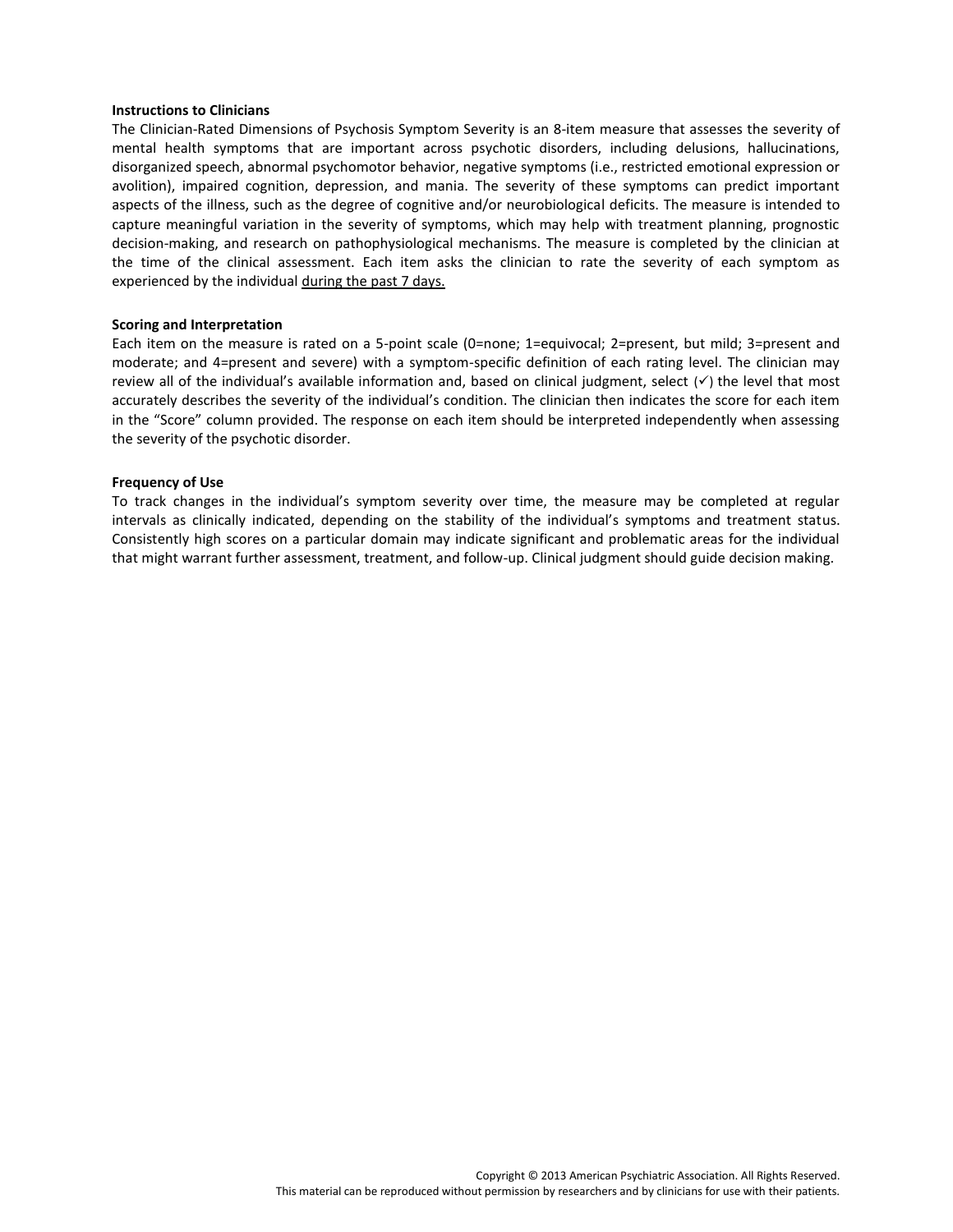**Instructions to Clinicians**

The Clinician-Rated Dimensions of Psychosis Symptom Severity is an 8-item measure that assesses the severity of mental health symptoms that are important across psychotic disorders, including delusions, hallucinations, disorganized speech, abnormal psychomotor behavior, negative symptoms (i.e., restricted emotional expression or avolition), impaired cognition, depression, and mania. The severity of these symptoms can predict important aspects of the illness, such as the degree of cognitive and/or neurobiological deficits. The measure is intended to capture meaningful variation in the severity of symptoms, which may help with treatment planning, prognostic decision-making, and research on pathophysiological mechanisms. The measure is completed by the clinician at the time of the clinical assessment. Each item asks the clinician to rate the severity of each symptom as experienced by the individual <u>during the past 7 days.</u>

**Scoring and Interpretation**

Each item on the measure is rated on a 5-point scale (0=none; 1=equivocal; 2=present, but mild; 3=present and moderate; and 4=present and severe) with a symptom-specific definition of each rating level. The clinician may review all of the individual's available information and, based on clinical judgment, select (✓) the level that most accurately describes the severity of the individual's condition. The clinician then indicates the score for each item in the "Score" column provided. The response on each item should be interpreted independently when assessing the severity of the psychotic disorder.

**Frequency of Use**

To track changes in the individual's symptom severity over time, the measure may be completed at regular intervals as clinically indicated, depending on the stability of the individual's symptoms and treatment status. Consistently high scores on a particular domain may indicate significant and problematic areas for the individual that might warrant further assessment, treatment, and follow-up. Clinical judgment should guide decision making.

Copyright © 2013 American Psychiatric Association. All Rights Reserved.
This material can be reproduced without permission by researchers and by clinicians for use with their patients.